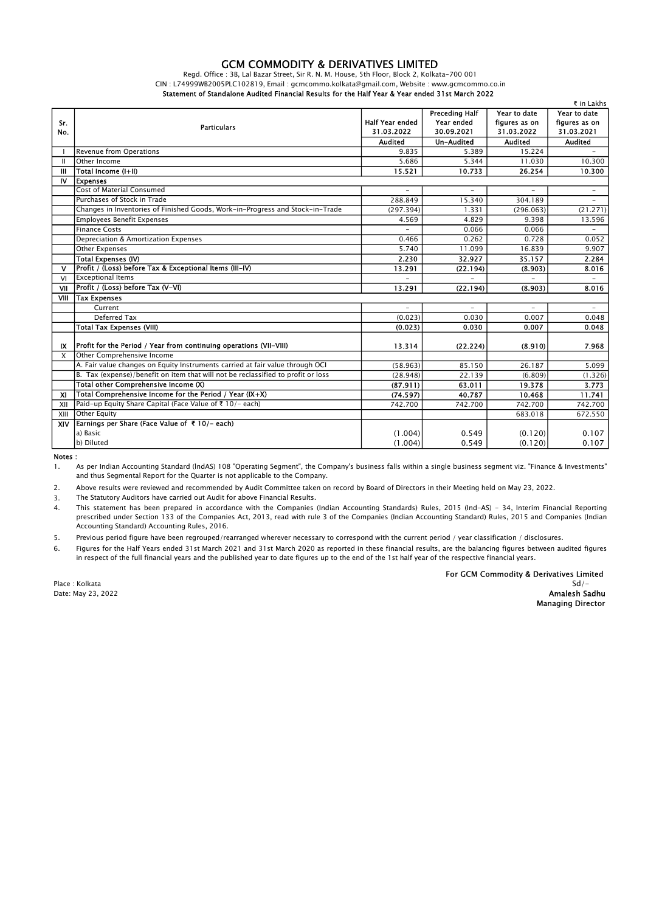# GCM COMMODITY & DERIVATIVES LIMITED

Regd. Office : 3B, Lal Bazar Street, Sir R. N. M. House, 5th Floor, Block 2, Kolkata-700 001

CIN : L74999WB2005PLC102819, Email : gcmcommo.kolkata@gmail.com, Website : www.gcmcommo.co.in

**Statement of Standalone Audited Financial Results for the Half Year & Year ended 31st March 2022**

₹ in Lakhs

| Sr. No. | Particulars | Half Year ended 31.03.2022 | Preceding Half Year ended 30.09.2021 | Year to date figures as on 31.03.2022 | Year to date figures as on 31.03.2021 |
|---|---|---|---|---|---|
| | | Audited | Un-Audited | Audited | Audited |
| I | Revenue from Operations | 9.835 | 5.389 | 15.224 | - |
| II | Other Income | 5.686 | 5.344 | 11.030 | 10.300 |
| III | **Total Income (I+II)** | **15.521** | **10.733** | **26.254** | **10.300** |
| IV | **Expenses** | | | | |
| | Cost of Material Consumed | - | - | - | - |
| | Purchases of Stock in Trade | 288.849 | 15.340 | 304.189 | - |
| | Changes in Inventories of Finished Goods, Work-in-Progress and Stock-in-Trade | (297.394) | 1.331 | (296.063) | (21.271) |
| | Employees Benefit Expenses | 4.569 | 4.829 | 9.398 | 13.596 |
| | Finance Costs | - | 0.066 | 0.066 | - |
| | Depreciation & Amortization Expenses | 0.466 | 0.262 | 0.728 | 0.052 |
| | Other Expenses | 5.740 | 11.099 | 16.839 | 9.907 |
| | **Total Expenses (IV)** | **2.230** | **32.927** | **35.157** | **2.284** |
| V | **Profit / (Loss) before Tax & Exceptional Items (III-IV)** | **13.291** | **(22.194)** | **(8.903)** | **8.016** |
| VI | Exceptional Items | - | - | - | - |
| VII | **Profit / (Loss) before Tax (V-VI)** | **13.291** | **(22.194)** | **(8.903)** | **8.016** |
| VIII | **Tax Expenses** | | | | |
| | Current | - | - | - | - |
| | Deferred Tax | (0.023) | 0.030 | 0.007 | 0.048 |
| | **Total Tax Expenses (VIII)** | **(0.023)** | **0.030** | **0.007** | **0.048** |
| IX | **Profit for the Period / Year from continuing operations (VII-VIII)** | **13.314** | **(22.224)** | **(8.910)** | **7.968** |
| X | Other Comprehensive Income | | | | |
| | A. Fair value changes on Equity Instruments carried at fair value through OCI | (58.963) | 85.150 | 26.187 | 5.099 |
| | B. Tax (expense)/benefit on item that will not be reclassified to profit or loss | (28.948) | 22.139 | (6.809) | (1.326) |
| | **Total other Comprehensive Income (X)** | **(87.911)** | **63.011** | **19.378** | **3.773** |
| XI | **Total Comprehensive Income for the Period / Year (IX+X)** | **(74.597)** | **40.787** | **10.468** | **11.741** |
| XII | Paid-up Equity Share Capital (Face Value of ₹ 10/- each) | 742.700 | 742.700 | 742.700 | 742.700 |
| XIII | Other Equity | | | 683.018 | 672.550 |
| XIV | **Earnings per Share (Face Value of ₹ 10/- each)** | | | | |
| | a) Basic | (1.004) | 0.549 | (0.120) | 0.107 |
| | b) Diluted | (1.004) | 0.549 | (0.120) | 0.107 |

**Notes :**

1. As per Indian Accounting Standard (IndAS) 108 "Operating Segment", the Company's business falls within a single business segment viz. "Finance & Investments" and thus Segmental Report for the Quarter is not applicable to the Company.
2. Above results were reviewed and recommended by Audit Committee taken on record by Board of Directors in their Meeting held on May 23, 2022.
3. The Statutory Auditors have carried out Audit for above Financial Results.
4. This statement has been prepared in accordance with the Companies (Indian Accounting Standards) Rules, 2015 (Ind-AS) - 34, Interim Financial Reporting prescribed under Section 133 of the Companies Act, 2013, read with rule 3 of the Companies (Indian Accounting Standard) Rules, 2015 and Companies (Indian Accounting Standard) Accounting Rules, 2016.
5. Previous period figure have been regrouped/rearranged wherever necessary to correspond with the current period / year classification / disclosures.
6. Figures for the Half Years ended 31st March 2021 and 31st March 2020 as reported in these financial results, are the balancing figures between audited figures in respect of the full financial years and the published year to date figures up to the end of the 1st half year of the respective financial years.

Place : Kolkata

Date: May 23, 2022

**For GCM Commodity & Derivatives Limited**

Sd/-

**Amalesh Sadhu**

**Managing Director**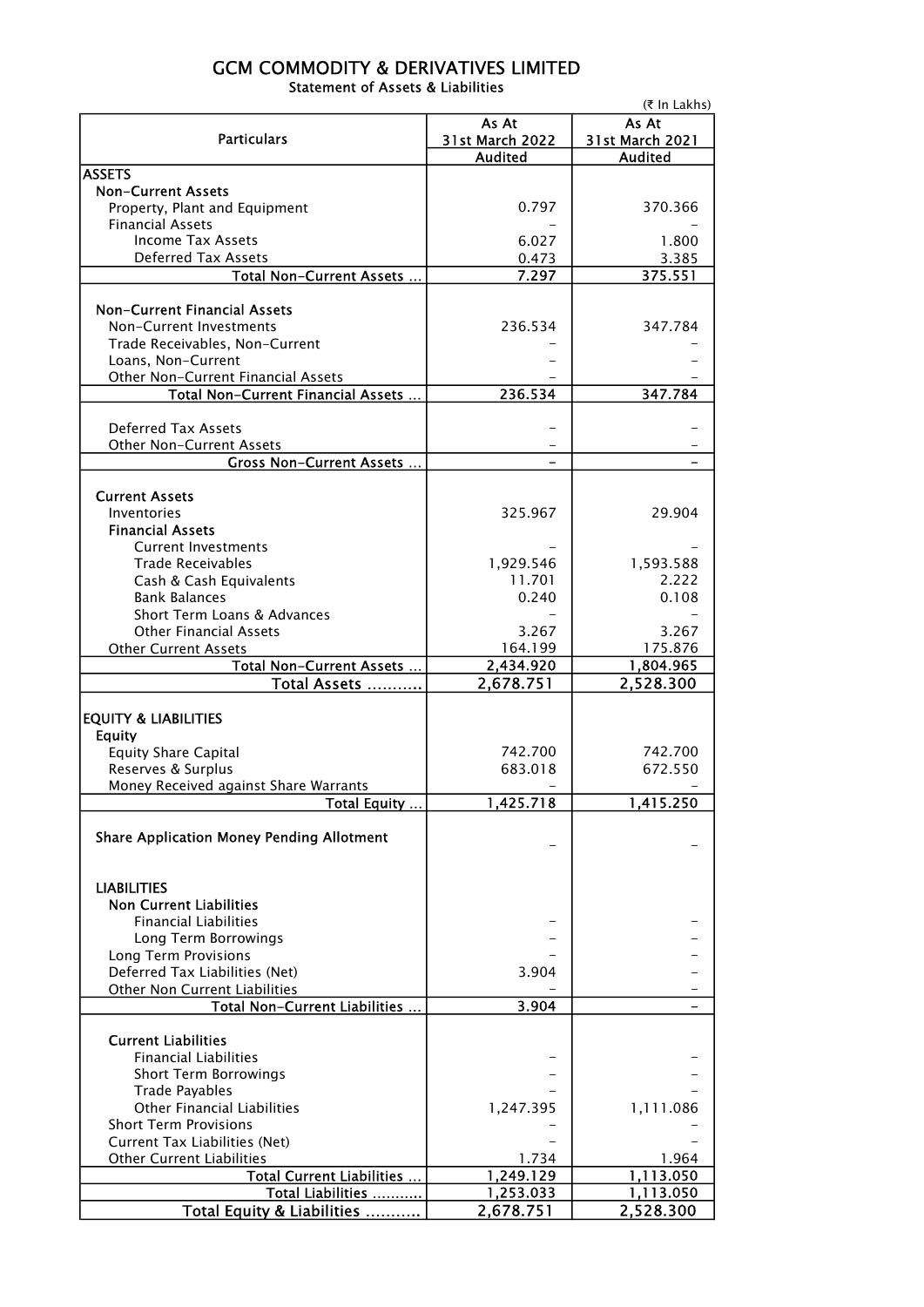# GCM COMMODITY & DERIVATIVES LIMITED

Statement of Assets & Liabilities

(₹ In Lakhs)

| Particulars | As At 31st March 2022 Audited | As At 31st March 2021 Audited |
|---|---|---|
| **ASSETS** | | |
| **Non-Current Assets** | | |
| Property, Plant and Equipment | 0.797 | 370.366 |
| Financial Assets | - | - |
| Income Tax Assets | 6.027 | 1.800 |
| Deferred Tax Assets | 0.473 | 3.385 |
| Total Non-Current Assets ... | 7.297 | 375.551 |
| **Non-Current Financial Assets** | | |
| Non-Current Investments | 236.534 | 347.784 |
| Trade Receivables, Non-Current | - | - |
| Loans, Non-Current | - | - |
| Other Non-Current Financial Assets | - | - |
| Total Non-Current Financial Assets ... | 236.534 | 347.784 |
| Deferred Tax Assets | - | - |
| Other Non-Current Assets | - | - |
| Gross Non-Current Assets ... | - | - |
| **Current Assets** | | |
| Inventories | 325.967 | 29.904 |
| **Financial Assets** | | |
| Current Investments | - | - |
| Trade Receivables | 1,929.546 | 1,593.588 |
| Cash & Cash Equivalents | 11.701 | 2.222 |
| Bank Balances | 0.240 | 0.108 |
| Short Term Loans & Advances | - | - |
| Other Financial Assets | 3.267 | 3.267 |
| Other Current Assets | 164.199 | 175.876 |
| Total Non-Current Assets ... | 2,434.920 | 1,804.965 |
| **Total Assets ...........** | **2,678.751** | **2,528.300** |
| **EQUITY & LIABILITIES** | | |
| **Equity** | | |
| Equity Share Capital | 742.700 | 742.700 |
| Reserves & Surplus | 683.018 | 672.550 |
| Money Received against Share Warrants | - | - |
| Total Equity ... | 1,425.718 | 1,415.250 |
| **Share Application Money Pending Allotment** | - | - |
| **LIABILITIES** | | |
| **Non Current Liabilities** | | |
| Financial Liabilities | - | - |
| Long Term Borrowings | - | - |
| Long Term Provisions | - | - |
| Deferred Tax Liabilities (Net) | 3.904 | - |
| Other Non Current Liabilities | - | - |
| Total Non-Current Liabilities ... | 3.904 | - |
| **Current Liabilities** | | |
| Financial Liabilities | - | - |
| Short Term Borrowings | - | - |
| Trade Payables | - | - |
| Other Financial Liabilities | 1,247.395 | 1,111.086 |
| Short Term Provisions | - | - |
| Current Tax Liabilities (Net) | - | - |
| Other Current Liabilities | 1.734 | 1.964 |
| Total Current Liabilities ... | 1,249.129 | 1,113.050 |
| Total Liabilities ........... | 1,253.033 | 1,113.050 |
| **Total Equity & Liabilities ...........** | **2,678.751** | **2,528.300** |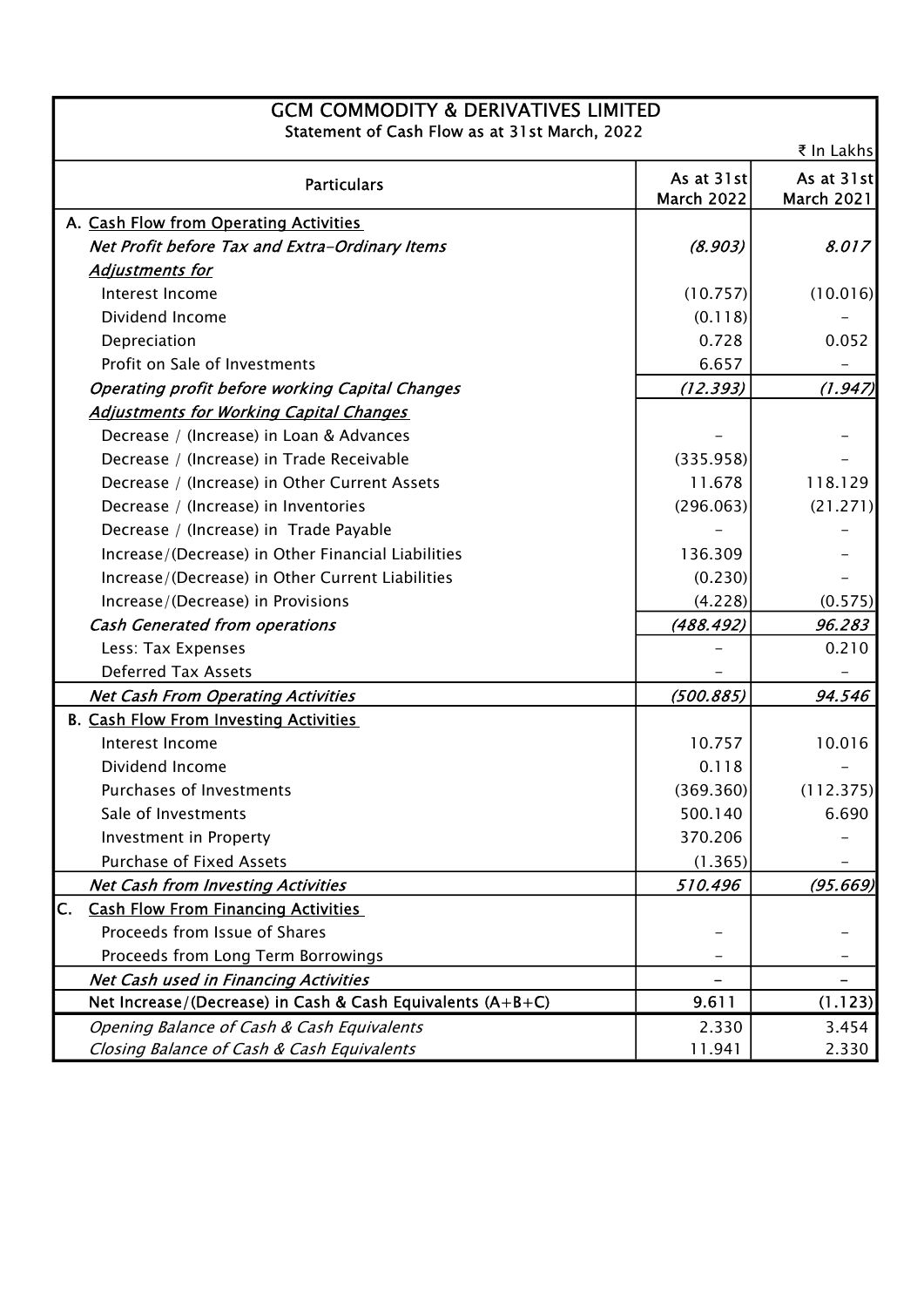# GCM COMMODITY & DERIVATIVES LIMITED

Statement of Cash Flow as at 31st March, 2022

₹ In Lakhs

| Particulars | As at 31st March 2022 | As at 31st March 2021 |
|---|---|---|
| A. Cash Flow from Operating Activities | | |
| *Net Profit before Tax and Extra-Ordinary Items* | *(8.903)* | *8.017* |
| *Adjustments for* | | |
| Interest Income | (10.757) | (10.016) |
| Dividend Income | (0.118) | - |
| Depreciation | 0.728 | 0.052 |
| Profit on Sale of Investments | 6.657 | - |
| *Operating profit before working Capital Changes* | *(12.393)* | *(1.947)* |
| *Adjustments for Working Capital Changes* | | |
| Decrease / (Increase) in Loan & Advances | - | - |
| Decrease / (Increase) in Trade Receivable | (335.958) | - |
| Decrease / (Increase) in Other Current Assets | 11.678 | 118.129 |
| Decrease / (Increase) in Inventories | (296.063) | (21.271) |
| Decrease / (Increase) in Trade Payable | - | - |
| Increase/(Decrease) in Other Financial Liabilities | 136.309 | - |
| Increase/(Decrease) in Other Current Liabilities | (0.230) | - |
| Increase/(Decrease) in Provisions | (4.228) | (0.575) |
| *Cash Generated from operations* | *(488.492)* | *96.283* |
| Less: Tax Expenses | - | 0.210 |
| Deferred Tax Assets | - | - |
| *Net Cash From Operating Activities* | *(500.885)* | *94.546* |
| B. Cash Flow From Investing Activities | | |
| Interest Income | 10.757 | 10.016 |
| Dividend Income | 0.118 | - |
| Purchases of Investments | (369.360) | (112.375) |
| Sale of Investments | 500.140 | 6.690 |
| Investment in Property | 370.206 | - |
| Purchase of Fixed Assets | (1.365) | - |
| *Net Cash from Investing Activities* | *510.496* | *(95.669)* |
| C. Cash Flow From Financing Activities | | |
| Proceeds from Issue of Shares | - | - |
| Proceeds from Long Term Borrowings | - | - |
| *Net Cash used in Financing Activities* | - | - |
| Net Increase/(Decrease) in Cash & Cash Equivalents (A+B+C) | 9.611 | (1.123) |
| *Opening Balance of Cash & Cash Equivalents* | 2.330 | 3.454 |
| *Closing Balance of Cash & Cash Equivalents* | 11.941 | 2.330 |